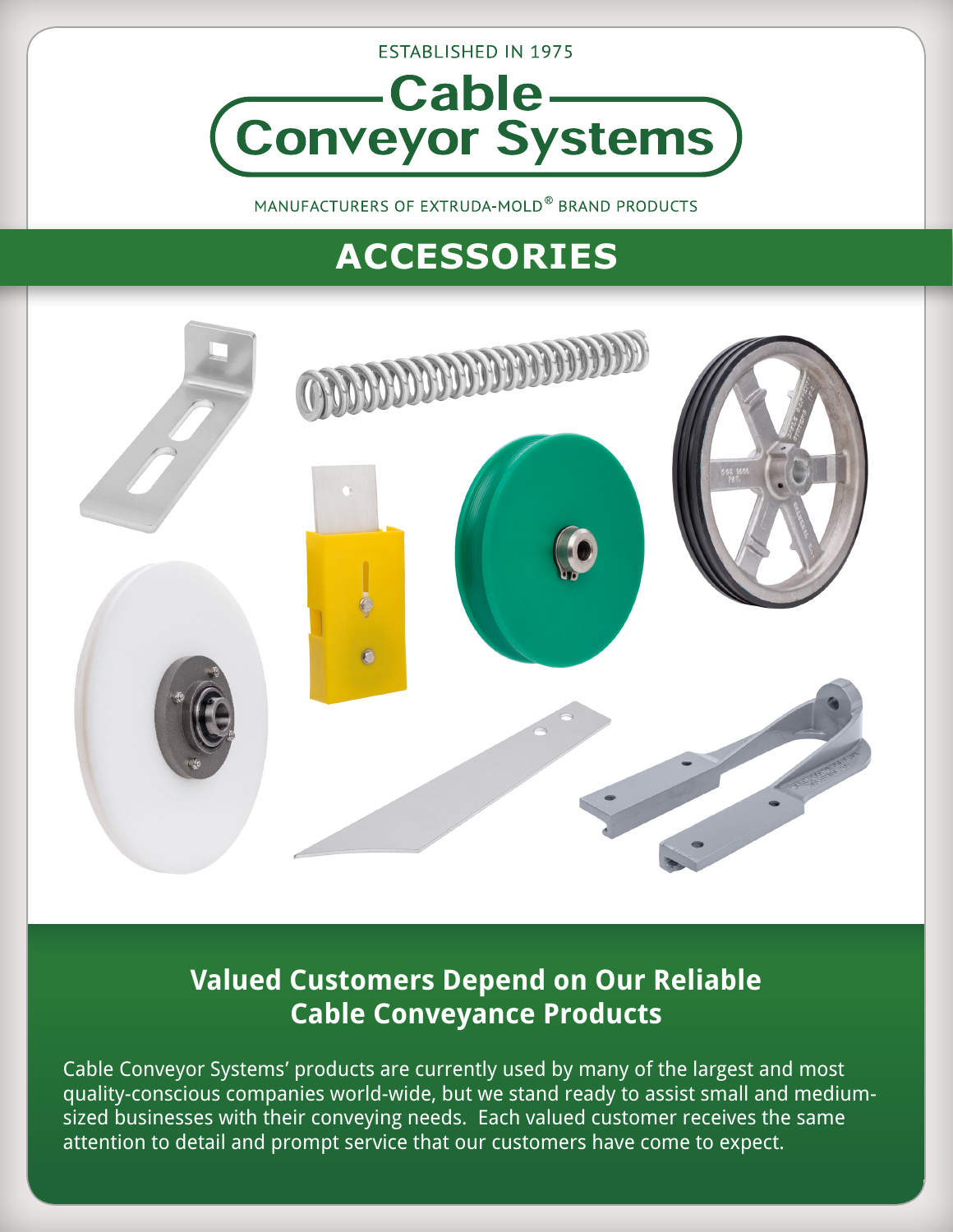ESTABLISHED IN 1975

# Cable Conveyor Systems

MANUFACTURERS OF EXTRUDA-MOLD® BRAND PRODUCTS

# ACCESSORIES

## Valued Customers Depend on Our Reliable Cable Conveyance Products

Cable Conveyor Systems' products are currently used by many of the largest and most quality-conscious companies world-wide, but we stand ready to assist small and medium-sized businesses with their conveying needs. Each valued customer receives the same attention to detail and prompt service that our customers have come to expect.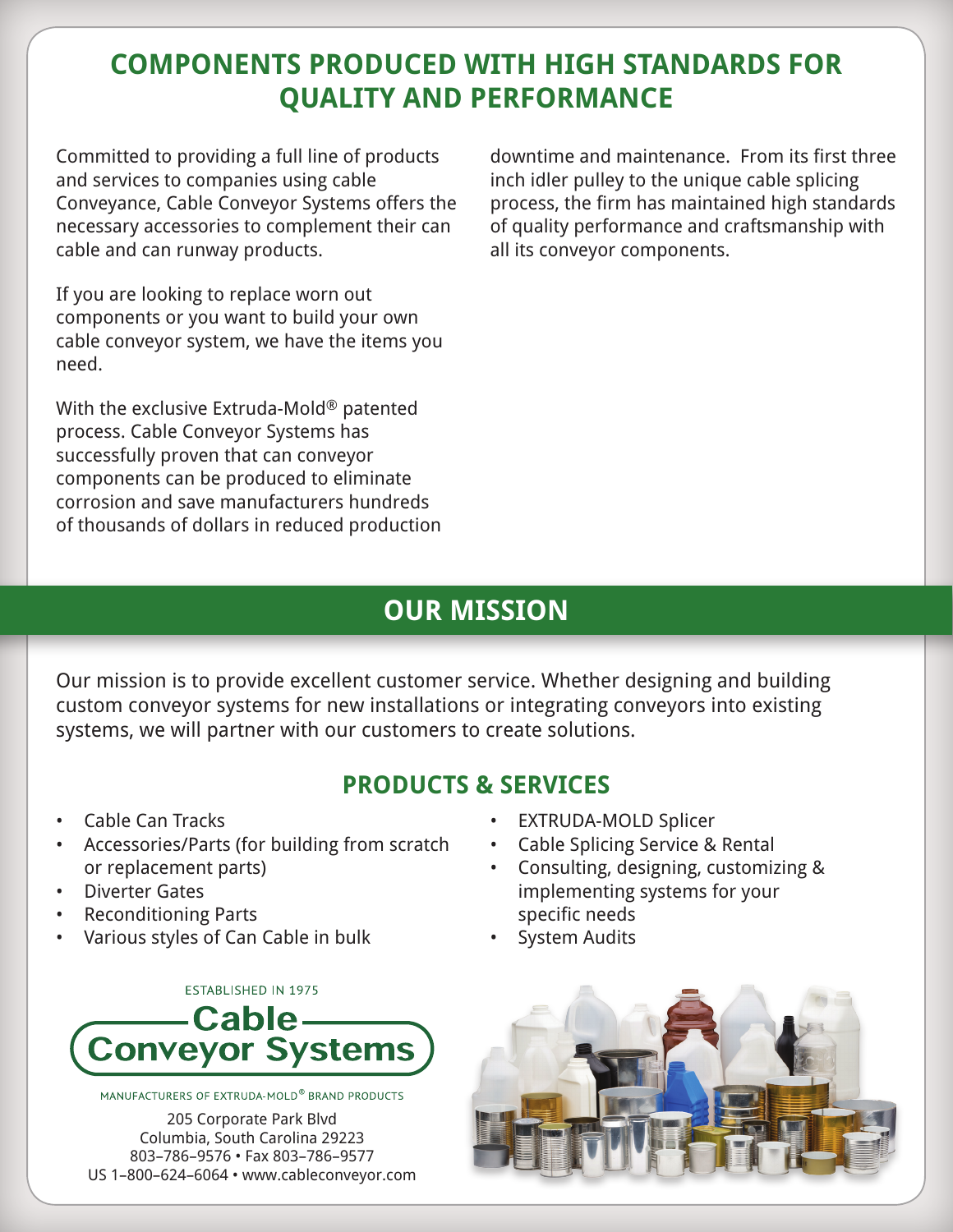## COMPONENTS PRODUCED WITH HIGH STANDARDS FOR QUALITY AND PERFORMANCE

Committed to providing a full line of products and services to companies using cable Conveyance, Cable Conveyor Systems offers the necessary accessories to complement their can cable and can runway products.

If you are looking to replace worn out components or you want to build your own cable conveyor system, we have the items you need.

With the exclusive Extruda-Mold® patented process. Cable Conveyor Systems has successfully proven that can conveyor components can be produced to eliminate corrosion and save manufacturers hundreds of thousands of dollars in reduced production downtime and maintenance. From its first three inch idler pulley to the unique cable splicing process, the firm has maintained high standards of quality performance and craftsmanship with all its conveyor components.

## OUR MISSION

Our mission is to provide excellent customer service. Whether designing and building custom conveyor systems for new installations or integrating conveyors into existing systems, we will partner with our customers to create solutions.

## PRODUCTS & SERVICES

- Cable Can Tracks
- Accessories/Parts (for building from scratch or replacement parts)
- Diverter Gates
- Reconditioning Parts
- Various styles of Can Cable in bulk
- EXTRUDA-MOLD Splicer
- Cable Splicing Service & Rental
- Consulting, designing, customizing & implementing systems for your specific needs
- System Audits

ESTABLISHED IN 1975

**Cable Conveyor Systems**

MANUFACTURERS OF EXTRUDA-MOLD® BRAND PRODUCTS

205 Corporate Park Blvd
Columbia, South Carolina 29223
803–786–9576 • Fax 803–786–9577
US 1–800–624–6064 • www.cableconveyor.com